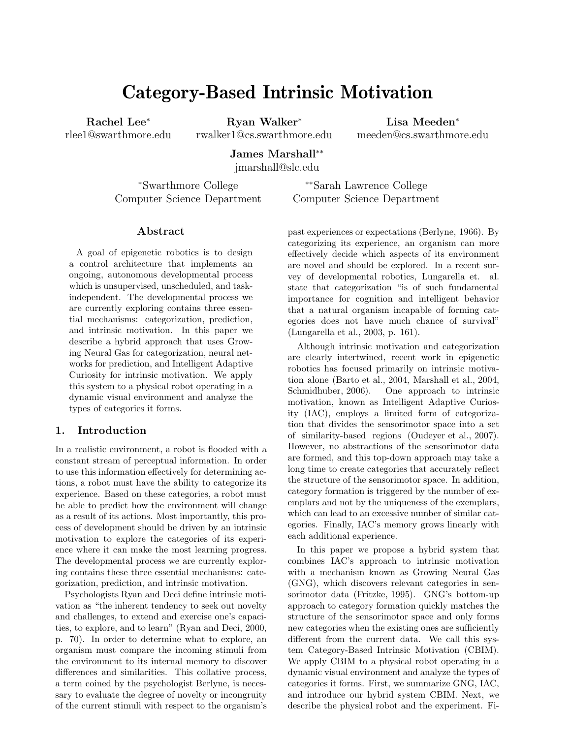# Category-Based Intrinsic Motivation

**Rachel Lee*** rlee1@swarthmore.edu

**Ryan Walker*** rwalker1@cs.swarthmore.edu

**Lisa Meeden*** meeden@cs.swarthmore.edu

**James Marshall**** jmarshall@slc.edu

*Swarthmore College Computer Science Department

**Sarah Lawrence College Computer Science Department

### Abstract

A goal of epigenetic robotics is to design a control architecture that implements an ongoing, autonomous developmental process which is unsupervised, unscheduled, and task-independent. The developmental process we are currently exploring contains three essential mechanisms: categorization, prediction, and intrinsic motivation. In this paper we describe a hybrid approach that uses Growing Neural Gas for categorization, neural networks for prediction, and Intelligent Adaptive Curiosity for intrinsic motivation. We apply this system to a physical robot operating in a dynamic visual environment and analyze the types of categories it forms.

## 1. Introduction

In a realistic environment, a robot is flooded with a constant stream of perceptual information. In order to use this information effectively for determining actions, a robot must have the ability to categorize its experience. Based on these categories, a robot must be able to predict how the environment will change as a result of its actions. Most importantly, this process of development should be driven by an intrinsic motivation to explore the categories of its experience where it can make the most learning progress. The developmental process we are currently exploring contains these three essential mechanisms: categorization, prediction, and intrinsic motivation.

Psychologists Ryan and Deci define intrinsic motivation as "the inherent tendency to seek out novelty and challenges, to extend and exercise one's capacities, to explore, and to learn" (Ryan and Deci, 2000, p. 70). In order to determine what to explore, an organism must compare the incoming stimuli from the environment to its internal memory to discover differences and similarities. This collative process, a term coined by the psychologist Berlyne, is necessary to evaluate the degree of novelty or incongruity of the current stimuli with respect to the organism's past experiences or expectations (Berlyne, 1966). By categorizing its experience, an organism can more effectively decide which aspects of its environment are novel and should be explored. In a recent survey of developmental robotics, Lungarella et. al. state that categorization "is of such fundamental importance for cognition and intelligent behavior that a natural organism incapable of forming categories does not have much chance of survival" (Lungarella et al., 2003, p. 161).

Although intrinsic motivation and categorization are clearly intertwined, recent work in epigenetic robotics has focused primarily on intrinsic motivation alone (Barto et al., 2004, Marshall et al., 2004, Schmidhuber, 2006). One approach to intrinsic motivation, known as Intelligent Adaptive Curiosity (IAC), employs a limited form of categorization that divides the sensorimotor space into a set of similarity-based regions (Oudeyer et al., 2007). However, no abstractions of the sensorimotor data are formed, and this top-down approach may take a long time to create categories that accurately reflect the structure of the sensorimotor space. In addition, category formation is triggered by the number of exemplars and not by the uniqueness of the exemplars, which can lead to an excessive number of similar categories. Finally, IAC's memory grows linearly with each additional experience.

In this paper we propose a hybrid system that combines IAC's approach to intrinsic motivation with a mechanism known as Growing Neural Gas (GNG), which discovers relevant categories in sensorimotor data (Fritzke, 1995). GNG's bottom-up approach to category formation quickly matches the structure of the sensorimotor space and only forms new categories when the existing ones are sufficiently different from the current data. We call this system Category-Based Intrinsic Motivation (CBIM). We apply CBIM to a physical robot operating in a dynamic visual environment and analyze the types of categories it forms. First, we summarize GNG, IAC, and introduce our hybrid system CBIM. Next, we describe the physical robot and the experiment. Fi-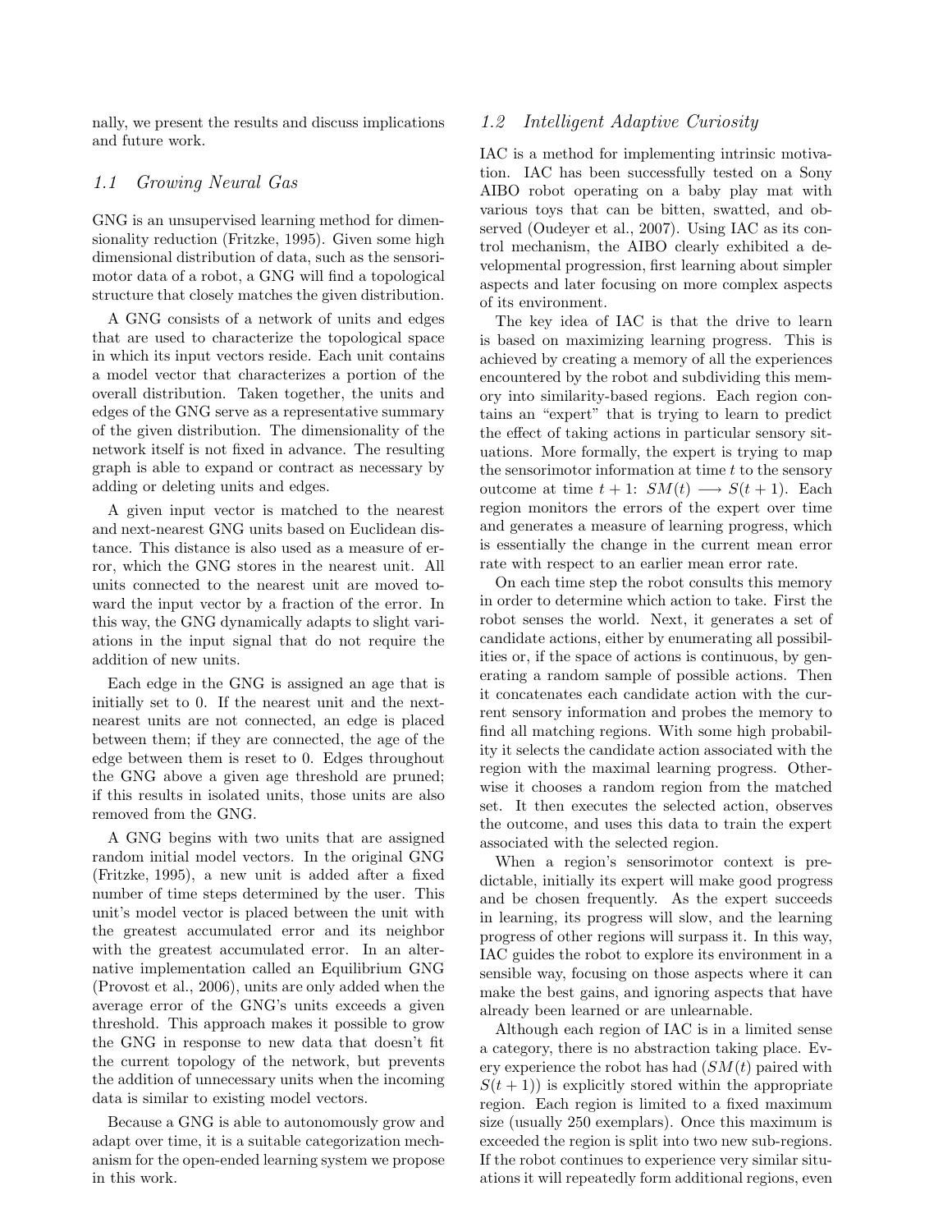nally, we present the results and discuss implications and future work.

### 1.1 Growing Neural Gas

GNG is an unsupervised learning method for dimensionality reduction (Fritzke, 1995). Given some high dimensional distribution of data, such as the sensorimotor data of a robot, a GNG will find a topological structure that closely matches the given distribution.

A GNG consists of a network of units and edges that are used to characterize the topological space in which its input vectors reside. Each unit contains a model vector that characterizes a portion of the overall distribution. Taken together, the units and edges of the GNG serve as a representative summary of the given distribution. The dimensionality of the network itself is not fixed in advance. The resulting graph is able to expand or contract as necessary by adding or deleting units and edges.

A given input vector is matched to the nearest and next-nearest GNG units based on Euclidean distance. This distance is also used as a measure of error, which the GNG stores in the nearest unit. All units connected to the nearest unit are moved toward the input vector by a fraction of the error. In this way, the GNG dynamically adapts to slight variations in the input signal that do not require the addition of new units.

Each edge in the GNG is assigned an age that is initially set to 0. If the nearest unit and the next-nearest units are not connected, an edge is placed between them; if they are connected, the age of the edge between them is reset to 0. Edges throughout the GNG above a given age threshold are pruned; if this results in isolated units, those units are also removed from the GNG.

A GNG begins with two units that are assigned random initial model vectors. In the original GNG (Fritzke, 1995), a new unit is added after a fixed number of time steps determined by the user. This unit's model vector is placed between the unit with the greatest accumulated error and its neighbor with the greatest accumulated error. In an alternative implementation called an Equilibrium GNG (Provost et al., 2006), units are only added when the average error of the GNG's units exceeds a given threshold. This approach makes it possible to grow the GNG in response to new data that doesn't fit the current topology of the network, but prevents the addition of unnecessary units when the incoming data is similar to existing model vectors.

Because a GNG is able to autonomously grow and adapt over time, it is a suitable categorization mechanism for the open-ended learning system we propose in this work.

### 1.2 Intelligent Adaptive Curiosity

IAC is a method for implementing intrinsic motivation. IAC has been successfully tested on a Sony AIBO robot operating on a baby play mat with various toys that can be bitten, swatted, and observed (Oudeyer et al., 2007). Using IAC as its control mechanism, the AIBO clearly exhibited a developmental progression, first learning about simpler aspects and later focusing on more complex aspects of its environment.

The key idea of IAC is that the drive to learn is based on maximizing learning progress. This is achieved by creating a memory of all the experiences encountered by the robot and subdividing this memory into similarity-based regions. Each region contains an "expert" that is trying to learn to predict the effect of taking actions in particular sensory situations. More formally, the expert is trying to map the sensorimotor information at time $t$ to the sensory outcome at time $t+1$: $SM(t) \longrightarrow S(t+1)$. Each region monitors the errors of the expert over time and generates a measure of learning progress, which is essentially the change in the current mean error rate with respect to an earlier mean error rate.

On each time step the robot consults this memory in order to determine which action to take. First the robot senses the world. Next, it generates a set of candidate actions, either by enumerating all possibilities or, if the space of actions is continuous, by generating a random sample of possible actions. Then it concatenates each candidate action with the current sensory information and probes the memory to find all matching regions. With some high probability it selects the candidate action associated with the region with the maximal learning progress. Otherwise it chooses a random region from the matched set. It then executes the selected action, observes the outcome, and uses this data to train the expert associated with the selected region.

When a region's sensorimotor context is predictable, initially its expert will make good progress and be chosen frequently. As the expert succeeds in learning, its progress will slow, and the learning progress of other regions will surpass it. In this way, IAC guides the robot to explore its environment in a sensible way, focusing on those aspects where it can make the best gains, and ignoring aspects that have already been learned or are unlearnable.

Although each region of IAC is in a limited sense a category, there is no abstraction taking place. Every experience the robot has had ($SM(t)$ paired with $S(t+1)$) is explicitly stored within the appropriate region. Each region is limited to a fixed maximum size (usually 250 exemplars). Once this maximum is exceeded the region is split into two new sub-regions. If the robot continues to experience very similar situations it will repeatedly form additional regions, even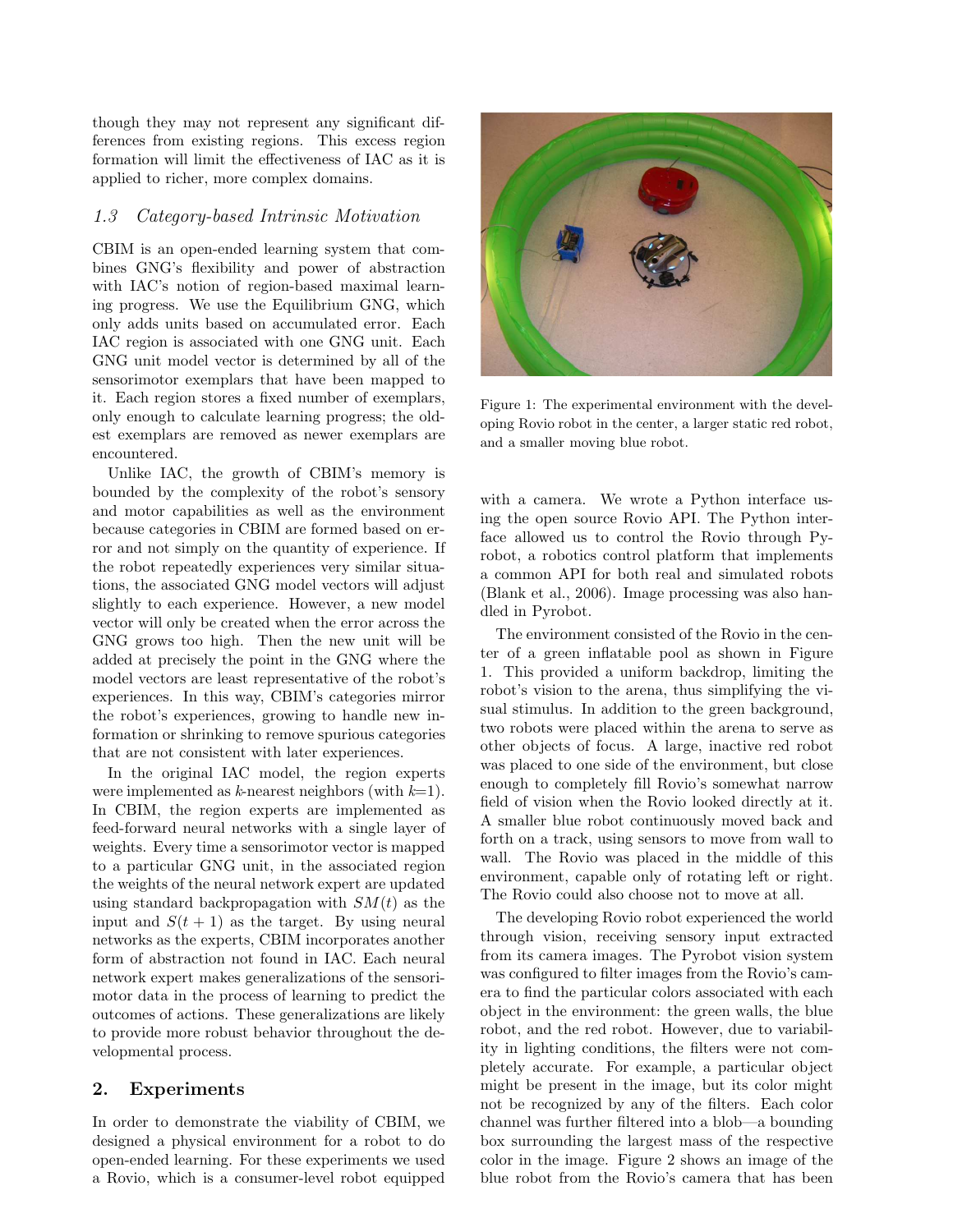though they may not represent any significant differences from existing regions. This excess region formation will limit the effectiveness of IAC as it is applied to richer, more complex domains.

### 1.3 Category-based Intrinsic Motivation

CBIM is an open-ended learning system that combines GNG's flexibility and power of abstraction with IAC's notion of region-based maximal learning progress. We use the Equilibrium GNG, which only adds units based on accumulated error. Each IAC region is associated with one GNG unit. Each GNG unit model vector is determined by all of the sensorimotor exemplars that have been mapped to it. Each region stores a fixed number of exemplars, only enough to calculate learning progress; the oldest exemplars are removed as newer exemplars are encountered.

Unlike IAC, the growth of CBIM's memory is bounded by the complexity of the robot's sensory and motor capabilities as well as the environment because categories in CBIM are formed based on error and not simply on the quantity of experience. If the robot repeatedly experiences very similar situations, the associated GNG model vectors will adjust slightly to each experience. However, a new model vector will only be created when the error across the GNG grows too high. Then the new unit will be added at precisely the point in the GNG where the model vectors are least representative of the robot's experiences. In this way, CBIM's categories mirror the robot's experiences, growing to handle new information or shrinking to remove spurious categories that are not consistent with later experiences.

In the original IAC model, the region experts were implemented as $k$-nearest neighbors (with $k$=1). In CBIM, the region experts are implemented as feed-forward neural networks with a single layer of weights. Every time a sensorimotor vector is mapped to a particular GNG unit, in the associated region the weights of the neural network expert are updated using standard backpropagation with $SM(t)$ as the input and $S(t+1)$ as the target. By using neural networks as the experts, CBIM incorporates another form of abstraction not found in IAC. Each neural network expert makes generalizations of the sensorimotor data in the process of learning to predict the outcomes of actions. These generalizations are likely to provide more robust behavior throughout the developmental process.

## 2. Experiments

In order to demonstrate the viability of CBIM, we designed a physical environment for a robot to do open-ended learning. For these experiments we used a Rovio, which is a consumer-level robot equipped with a camera. We wrote a Python interface using the open source Rovio API. The Python interface allowed us to control the Rovio through Pyrobot, a robotics control platform that implements a common API for both real and simulated robots (Blank et al., 2006). Image processing was also handled in Pyrobot.

Figure 1: The experimental environment with the developing Rovio robot in the center, a larger static red robot, and a smaller moving blue robot.

The environment consisted of the Rovio in the center of a green inflatable pool as shown in Figure 1. This provided a uniform backdrop, limiting the robot's vision to the arena, thus simplifying the visual stimulus. In addition to the green background, two robots were placed within the arena to serve as other objects of focus. A large, inactive red robot was placed to one side of the environment, but close enough to completely fill Rovio's somewhat narrow field of vision when the Rovio looked directly at it. A smaller blue robot continuously moved back and forth on a track, using sensors to move from wall to wall. The Rovio was placed in the middle of this environment, capable only of rotating left or right. The Rovio could also choose not to move at all.

The developing Rovio robot experienced the world through vision, receiving sensory input extracted from its camera images. The Pyrobot vision system was configured to filter images from the Rovio's camera to find the particular colors associated with each object in the environment: the green walls, the blue robot, and the red robot. However, due to variability in lighting conditions, the filters were not completely accurate. For example, a particular object might be present in the image, but its color might not be recognized by any of the filters. Each color channel was further filtered into a blob—a bounding box surrounding the largest mass of the respective color in the image. Figure 2 shows an image of the blue robot from the Rovio's camera that has been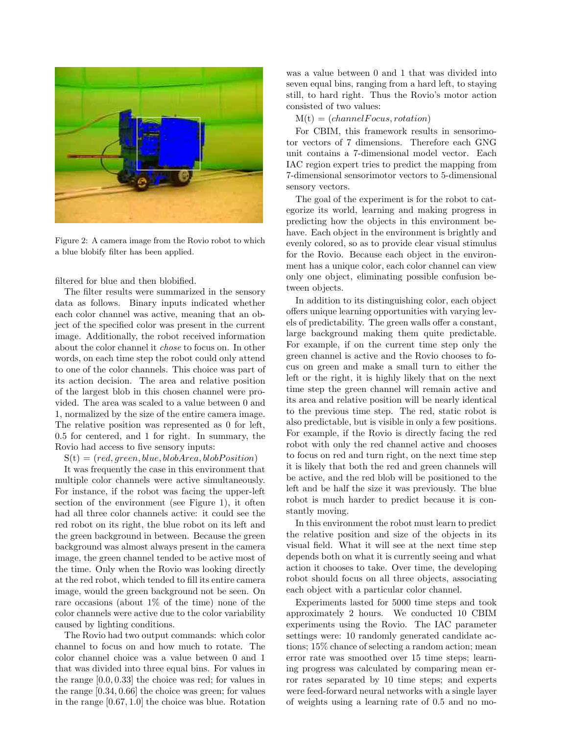Figure 2: A camera image from the Rovio robot to which a blue blobify filter has been applied.

filtered for blue and then blobified.

The filter results were summarized in the sensory data as follows. Binary inputs indicated whether each color channel was active, meaning that an object of the specified color was present in the current image. Additionally, the robot received information about the color channel it *chose* to focus on. In other words, on each time step the robot could only attend to one of the color channels. This choice was part of its action decision. The area and relative position of the largest blob in this chosen channel were provided. The area was scaled to a value between 0 and 1, normalized by the size of the entire camera image. The relative position was represented as 0 for left, 0.5 for centered, and 1 for right. In summary, the Rovio had access to five sensory inputs:

$\mathrm{S(t)} = (red, green, blue, blobArea, blobPosition)$

It was frequently the case in this environment that multiple color channels were active simultaneously. For instance, if the robot was facing the upper-left section of the environment (see Figure 1), it often had all three color channels active: it could see the red robot on its right, the blue robot on its left and the green background in between. Because the green background was almost always present in the camera image, the green channel tended to be active most of the time. Only when the Rovio was looking directly at the red robot, which tended to fill its entire camera image, would the green background not be seen. On rare occasions (about 1% of the time) none of the color channels were active due to the color variability caused by lighting conditions.

The Rovio had two output commands: which color channel to focus on and how much to rotate. The color channel choice was a value between 0 and 1 that was divided into three equal bins. For values in the range $[0.0, 0.33]$ the choice was red; for values in the range $[0.34, 0.66]$ the choice was green; for values in the range $[0.67, 1.0]$ the choice was blue. Rotation was a value between 0 and 1 that was divided into seven equal bins, ranging from a hard left, to staying still, to hard right. Thus the Rovio's motor action consisted of two values:

$\mathrm{M(t)} = (channelFocus, rotation)$

For CBIM, this framework results in sensorimotor vectors of 7 dimensions. Therefore each GNG unit contains a 7-dimensional model vector. Each IAC region expert tries to predict the mapping from 7-dimensional sensorimotor vectors to 5-dimensional sensory vectors.

The goal of the experiment is for the robot to categorize its world, learning and making progress in predicting how the objects in this environment behave. Each object in the environment is brightly and evenly colored, so as to provide clear visual stimulus for the Rovio. Because each object in the environment has a unique color, each color channel can view only one object, eliminating possible confusion between objects.

In addition to its distinguishing color, each object offers unique learning opportunities with varying levels of predictability. The green walls offer a constant, large background making them quite predictable. For example, if on the current time step only the green channel is active and the Rovio chooses to focus on green and make a small turn to either the left or the right, it is highly likely that on the next time step the green channel will remain active and its area and relative position will be nearly identical to the previous time step. The red, static robot is also predictable, but is visible in only a few positions. For example, if the Rovio is directly facing the red robot with only the red channel active and chooses to focus on red and turn right, on the next time step it is likely that both the red and green channels will be active, and the red blob will be positioned to the left and be half the size it was previously. The blue robot is much harder to predict because it is constantly moving.

In this environment the robot must learn to predict the relative position and size of the objects in its visual field. What it will see at the next time step depends both on what it is currently seeing and what action it chooses to take. Over time, the developing robot should focus on all three objects, associating each object with a particular color channel.

Experiments lasted for 5000 time steps and took approximately 2 hours. We conducted 10 CBIM experiments using the Rovio. The IAC parameter settings were: 10 randomly generated candidate actions; 15% chance of selecting a random action; mean error rate was smoothed over 15 time steps; learning progress was calculated by comparing mean error rates separated by 10 time steps; and experts were feed-forward neural networks with a single layer of weights using a learning rate of 0.5 and no mo-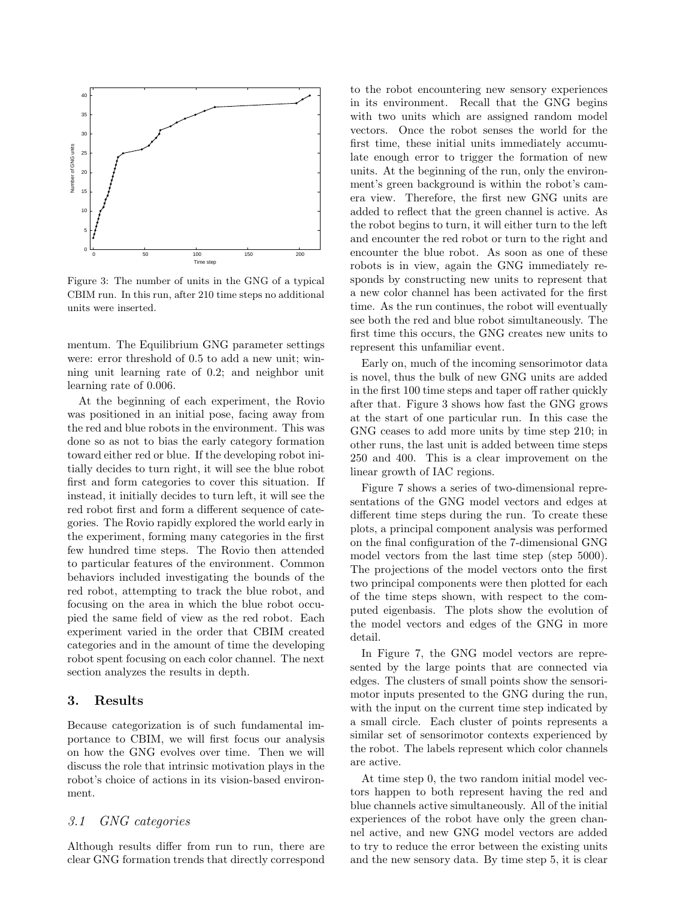Figure 3: The number of units in the GNG of a typical CBIM run. In this run, after 210 time steps no additional units were inserted.

mentum. The Equilibrium GNG parameter settings were: error threshold of 0.5 to add a new unit; winning unit learning rate of 0.2; and neighbor unit learning rate of 0.006.

At the beginning of each experiment, the Rovio was positioned in an initial pose, facing away from the red and blue robots in the environment. This was done so as not to bias the early category formation toward either red or blue. If the developing robot initially decides to turn right, it will see the blue robot first and form categories to cover this situation. If instead, it initially decides to turn left, it will see the red robot first and form a different sequence of categories. The Rovio rapidly explored the world early in the experiment, forming many categories in the first few hundred time steps. The Rovio then attended to particular features of the environment. Common behaviors included investigating the bounds of the red robot, attempting to track the blue robot, and focusing on the area in which the blue robot occupied the same field of view as the red robot. Each experiment varied in the order that CBIM created categories and in the amount of time the developing robot spent focusing on each color channel. The next section analyzes the results in depth.

## 3. Results

Because categorization is of such fundamental importance to CBIM, we will first focus our analysis on how the GNG evolves over time. Then we will discuss the role that intrinsic motivation plays in the robot's choice of actions in its vision-based environment.

### *3.1 GNG categories*

Although results differ from run to run, there are clear GNG formation trends that directly correspond to the robot encountering new sensory experiences in its environment. Recall that the GNG begins with two units which are assigned random model vectors. Once the robot senses the world for the first time, these initial units immediately accumulate enough error to trigger the formation of new units. At the beginning of the run, only the environment's green background is within the robot's camera view. Therefore, the first new GNG units are added to reflect that the green channel is active. As the robot begins to turn, it will either turn to the left and encounter the red robot or turn to the right and encounter the blue robot. As soon as one of these robots is in view, again the GNG immediately responds by constructing new units to represent that a new color channel has been activated for the first time. As the run continues, the robot will eventually see both the red and blue robot simultaneously. The first time this occurs, the GNG creates new units to represent this unfamiliar event.

Early on, much of the incoming sensorimotor data is novel, thus the bulk of new GNG units are added in the first 100 time steps and taper off rather quickly after that. Figure 3 shows how fast the GNG grows at the start of one particular run. In this case the GNG ceases to add more units by time step 210; in other runs, the last unit is added between time steps 250 and 400. This is a clear improvement on the linear growth of IAC regions.

Figure 7 shows a series of two-dimensional representations of the GNG model vectors and edges at different time steps during the run. To create these plots, a principal component analysis was performed on the final configuration of the 7-dimensional GNG model vectors from the last time step (step 5000). The projections of the model vectors onto the first two principal components were then plotted for each of the time steps shown, with respect to the computed eigenbasis. The plots show the evolution of the model vectors and edges of the GNG in more detail.

In Figure 7, the GNG model vectors are represented by the large points that are connected via edges. The clusters of small points show the sensorimotor inputs presented to the GNG during the run, with the input on the current time step indicated by a small circle. Each cluster of points represents a similar set of sensorimotor contexts experienced by the robot. The labels represent which color channels are active.

At time step 0, the two random initial model vectors happen to both represent having the red and blue channels active simultaneously. All of the initial experiences of the robot have only the green channel active, and new GNG model vectors are added to try to reduce the error between the existing units and the new sensory data. By time step 5, it is clear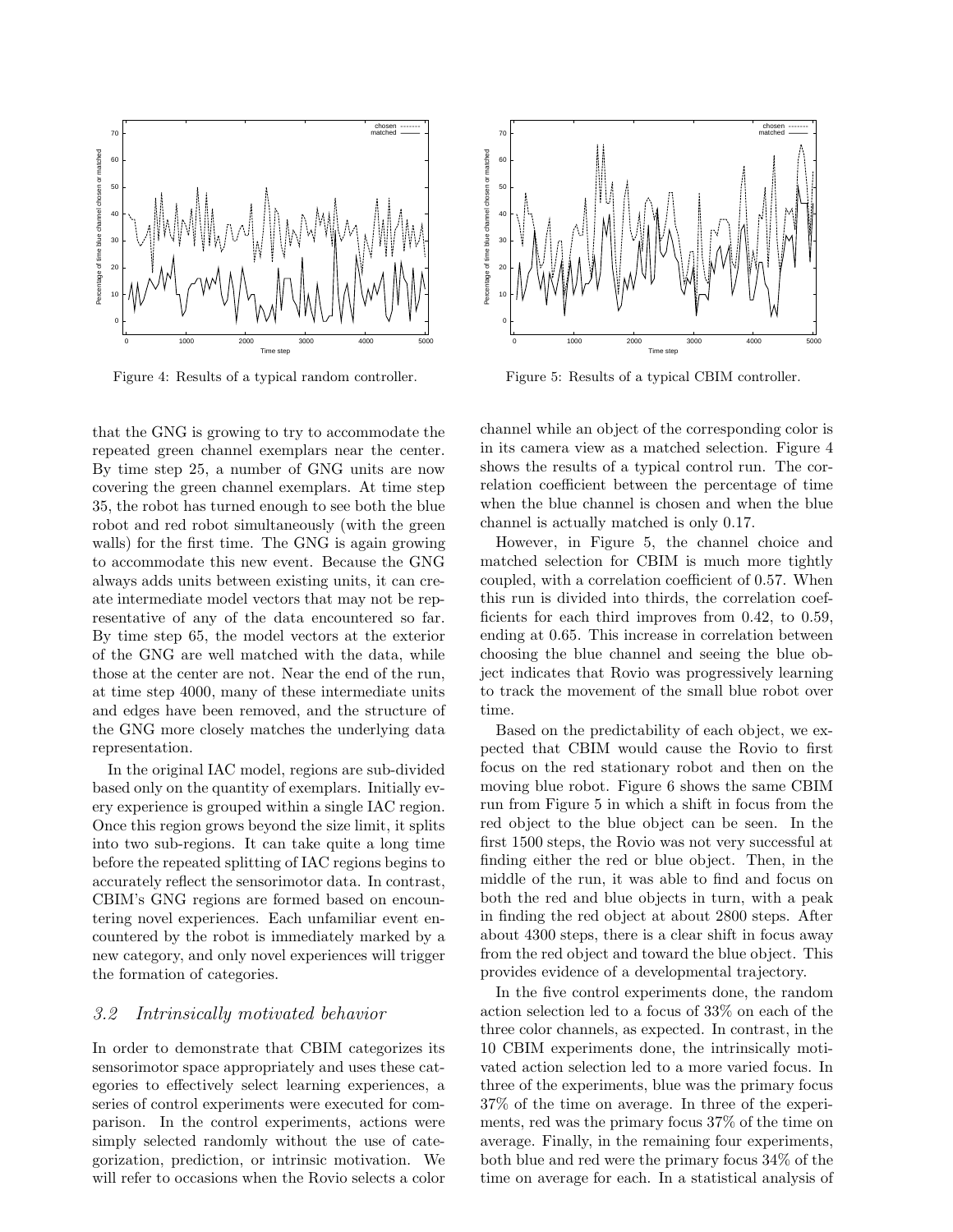Figure 4: Results of a typical random controller.

Figure 5: Results of a typical CBIM controller.

that the GNG is growing to try to accommodate the repeated green channel exemplars near the center. By time step 25, a number of GNG units are now covering the green channel exemplars. At time step 35, the robot has turned enough to see both the blue robot and red robot simultaneously (with the green walls) for the first time. The GNG is again growing to accommodate this new event. Because the GNG always adds units between existing units, it can create intermediate model vectors that may not be representative of any of the data encountered so far. By time step 65, the model vectors at the exterior of the GNG are well matched with the data, while those at the center are not. Near the end of the run, at time step 4000, many of these intermediate units and edges have been removed, and the structure of the GNG more closely matches the underlying data representation.

In the original IAC model, regions are sub-divided based only on the quantity of exemplars. Initially every experience is grouped within a single IAC region. Once this region grows beyond the size limit, it splits into two sub-regions. It can take quite a long time before the repeated splitting of IAC regions begins to accurately reflect the sensorimotor data. In contrast, CBIM's GNG regions are formed based on encountering novel experiences. Each unfamiliar event encountered by the robot is immediately marked by a new category, and only novel experiences will trigger the formation of categories.

### 3.2 *Intrinsically motivated behavior*

In order to demonstrate that CBIM categorizes its sensorimotor space appropriately and uses these categories to effectively select learning experiences, a series of control experiments were executed for comparison. In the control experiments, actions were simply selected randomly without the use of categorization, prediction, or intrinsic motivation. We will refer to occasions when the Rovio selects a color channel while an object of the corresponding color is in its camera view as a matched selection. Figure 4 shows the results of a typical control run. The correlation coefficient between the percentage of time when the blue channel is chosen and when the blue channel is actually matched is only 0.17.

However, in Figure 5, the channel choice and matched selection for CBIM is much more tightly coupled, with a correlation coefficient of 0.57. When this run is divided into thirds, the correlation coefficients for each third improves from 0.42, to 0.59, ending at 0.65. This increase in correlation between choosing the blue channel and seeing the blue object indicates that Rovio was progressively learning to track the movement of the small blue robot over time.

Based on the predictability of each object, we expected that CBIM would cause the Rovio to first focus on the red stationary robot and then on the moving blue robot. Figure 6 shows the same CBIM run from Figure 5 in which a shift in focus from the red object to the blue object can be seen. In the first 1500 steps, the Rovio was not very successful at finding either the red or blue object. Then, in the middle of the run, it was able to find and focus on both the red and blue objects in turn, with a peak in finding the red object at about 2800 steps. After about 4300 steps, there is a clear shift in focus away from the red object and toward the blue object. This provides evidence of a developmental trajectory.

In the five control experiments done, the random action selection led to a focus of 33% on each of the three color channels, as expected. In contrast, in the 10 CBIM experiments done, the intrinsically motivated action selection led to a more varied focus. In three of the experiments, blue was the primary focus 37% of the time on average. In three of the experiments, red was the primary focus 37% of the time on average. Finally, in the remaining four experiments, both blue and red were the primary focus 34% of the time on average for each. In a statistical analysis of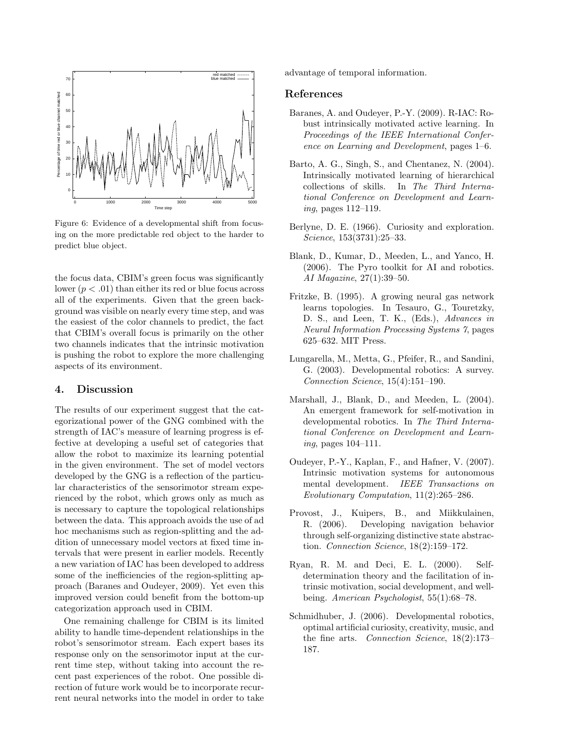Figure 6: Evidence of a developmental shift from focusing on the more predictable red object to the harder to predict blue object.

the focus data, CBIM's green focus was significantly lower ($p < .01$) than either its red or blue focus across all of the experiments. Given that the green background was visible on nearly every time step, and was the easiest of the color channels to predict, the fact that CBIM's overall focus is primarily on the other two channels indicates that the intrinsic motivation is pushing the robot to explore the more challenging aspects of its environment.

## 4. Discussion

The results of our experiment suggest that the categorizational power of the GNG combined with the strength of IAC's measure of learning progress is effective at developing a useful set of categories that allow the robot to maximize its learning potential in the given environment. The set of model vectors developed by the GNG is a reflection of the particular characteristics of the sensorimotor stream experienced by the robot, which grows only as much as is necessary to capture the topological relationships between the data. This approach avoids the use of ad hoc mechanisms such as region-splitting and the addition of unnecessary model vectors at fixed time intervals that were present in earlier models. Recently a new variation of IAC has been developed to address some of the inefficiencies of the region-splitting approach (Baranes and Oudeyer, 2009). Yet even this improved version could benefit from the bottom-up categorization approach used in CBIM.

One remaining challenge for CBIM is its limited ability to handle time-dependent relationships in the robot's sensorimotor stream. Each expert bases its response only on the sensorimotor input at the current time step, without taking into account the recent past experiences of the robot. One possible direction of future work would be to incorporate recurrent neural networks into the model in order to take advantage of temporal information.

## References

Baranes, A. and Oudeyer, P.-Y. (2009). R-IAC: Robust intrinsically motivated active learning. In *Proceedings of the IEEE International Conference on Learning and Development*, pages 1–6.

Barto, A. G., Singh, S., and Chentanez, N. (2004). Intrinsically motivated learning of hierarchical collections of skills. In *The Third International Conference on Development and Learning*, pages 112–119.

Berlyne, D. E. (1966). Curiosity and exploration. *Science*, 153(3731):25–33.

Blank, D., Kumar, D., Meeden, L., and Yanco, H. (2006). The Pyro toolkit for AI and robotics. *AI Magazine*, 27(1):39–50.

Fritzke, B. (1995). A growing neural gas network learns topologies. In Tesauro, G., Touretzky, D. S., and Leen, T. K., (Eds.), *Advances in Neural Information Processing Systems 7*, pages 625–632. MIT Press.

Lungarella, M., Metta, G., Pfeifer, R., and Sandini, G. (2003). Developmental robotics: A survey. *Connection Science*, 15(4):151–190.

Marshall, J., Blank, D., and Meeden, L. (2004). An emergent framework for self-motivation in developmental robotics. In *The Third International Conference on Development and Learning*, pages 104–111.

Oudeyer, P.-Y., Kaplan, F., and Hafner, V. (2007). Intrinsic motivation systems for autonomous mental development. *IEEE Transactions on Evolutionary Computation*, 11(2):265–286.

Provost, J., Kuipers, B., and Miikkulainen, R. (2006). Developing navigation behavior through self-organizing distinctive state abstraction. *Connection Science*, 18(2):159–172.

Ryan, R. M. and Deci, E. L. (2000). Self-determination theory and the facilitation of intrinsic motivation, social development, and well-being. *American Psychologist*, 55(1):68–78.

Schmidhuber, J. (2006). Developmental robotics, optimal artificial curiosity, creativity, music, and the fine arts. *Connection Science*, 18(2):173–187.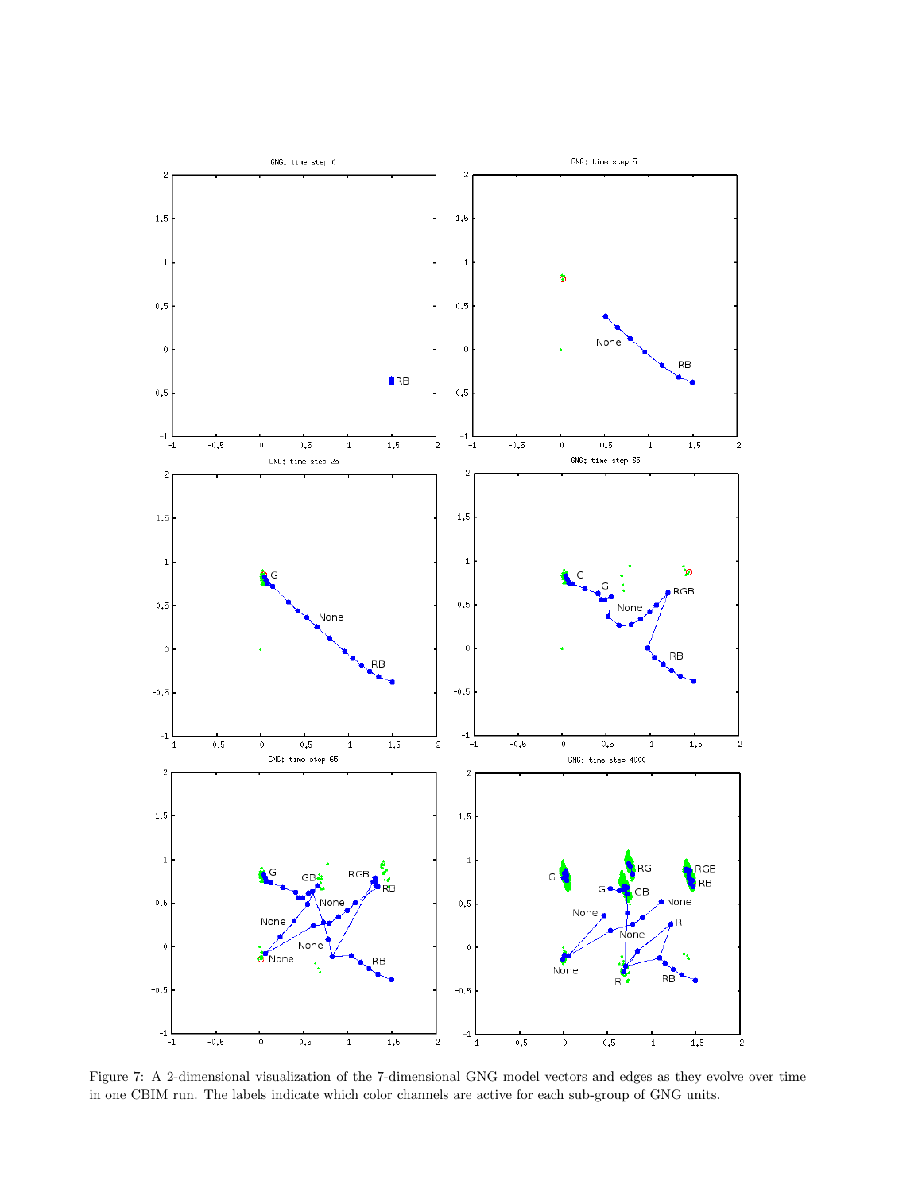GNG: time step 0

2
1.5
1
0.5
0
-0.5
-1
-1 -0.5 0 0.5 1 1.5 2

RB

GNG: time step 5

2
1.5
1
0.5
0
-0.5
-1
-1 -0.5 0 0.5 1 1.5 2

None
RB

GNG: time step 25

2
1.5
1
0.5
0
-0.5
-1
-1 -0.5 0 0.5 1 1.5 2

G
None
RB

GNG: time step 35

2
1.5
1
0.5
0
-0.5
-1
-1 -0.5 0 0.5 1 1.5 2

G
G
RGB
None
RB

GNG: time step 65

2
1.5
1
0.5
0
-0.5
-1
-1 -0.5 0 0.5 1 1.5 2

G
GB
RGB
RB
None
None
None
None
RB

GNG: time step 4000

2
1.5
1
0.5
0
-0.5
-1
-1 -0.5 0 0.5 1 1.5 2

G
RG
RGB
RB
G
GB
None
None
None
R
None
R
RB

Figure 7: A 2-dimensional visualization of the 7-dimensional GNG model vectors and edges as they evolve over time in one CBIM run. The labels indicate which color channels are active for each sub-group of GNG units.